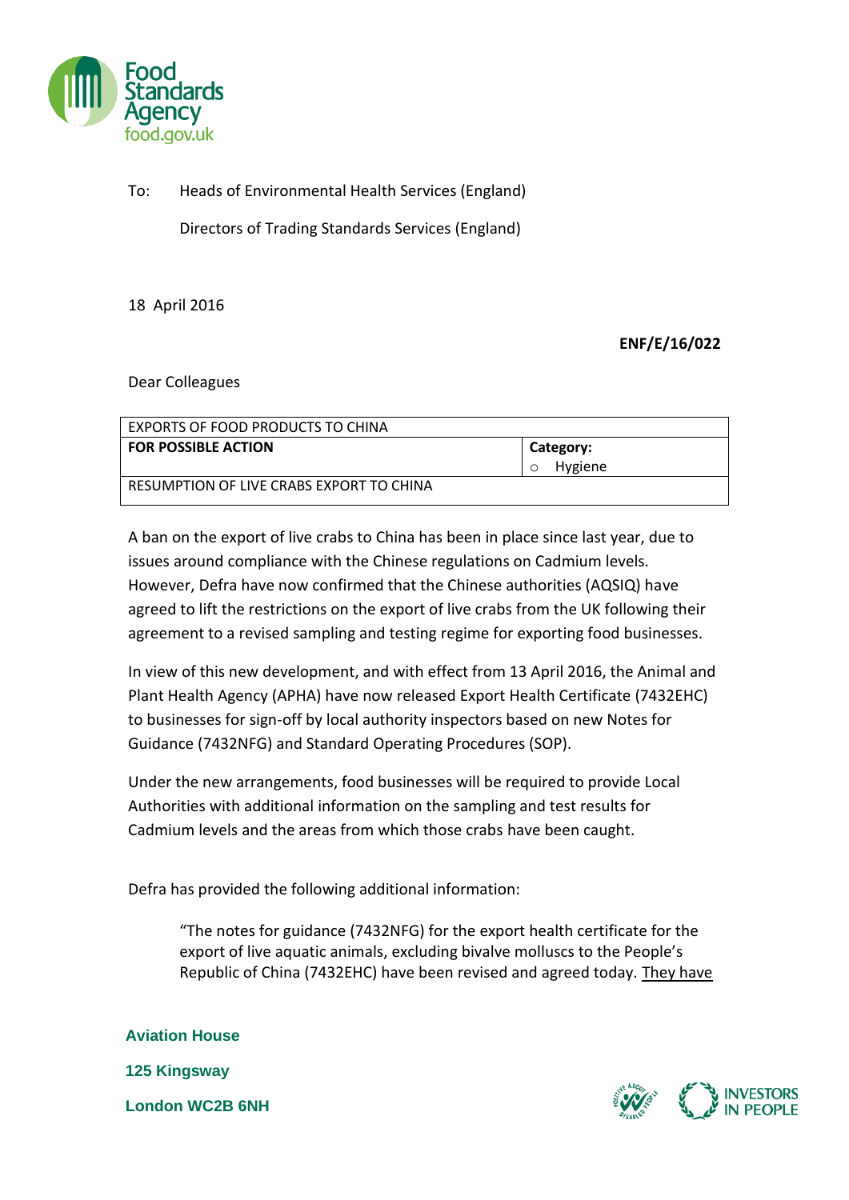To: Heads of Environmental Health Services (England)

Directors of Trading Standards Services (England)

18 April 2016

**ENF/E/16/022**

Dear Colleagues

| EXPORTS OF FOOD PRODUCTS TO CHINA | |
|---|---|
| **FOR POSSIBLE ACTION** | **Category:**<br>○ Hygiene |
| RESUMPTION OF LIVE CRABS EXPORT TO CHINA | |

A ban on the export of live crabs to China has been in place since last year, due to issues around compliance with the Chinese regulations on Cadmium levels. However, Defra have now confirmed that the Chinese authorities (AQSIQ) have agreed to lift the restrictions on the export of live crabs from the UK following their agreement to a revised sampling and testing regime for exporting food businesses.

In view of this new development, and with effect from 13 April 2016, the Animal and Plant Health Agency (APHA) have now released Export Health Certificate (7432EHC) to businesses for sign-off by local authority inspectors based on new Notes for Guidance (7432NFG) and Standard Operating Procedures (SOP).

Under the new arrangements, food businesses will be required to provide Local Authorities with additional information on the sampling and test results for Cadmium levels and the areas from which those crabs have been caught.

Defra has provided the following additional information:

> "The notes for guidance (7432NFG) for the export health certificate for the export of live aquatic animals, excluding bivalve molluscs to the People's Republic of China (7432EHC) have been revised and agreed today. <u>They have</u>

**Aviation House**

**125 Kingsway**

**London WC2B 6NH**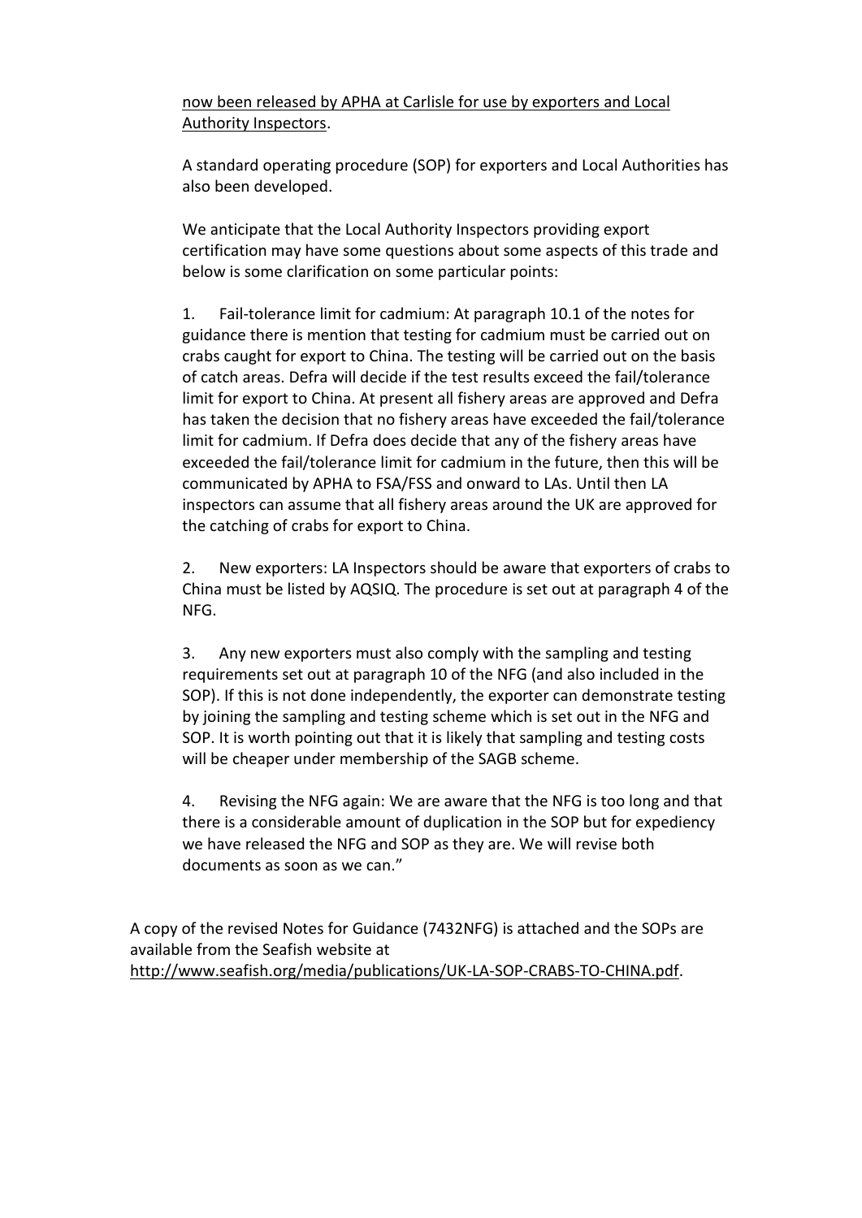now been released by APHA at Carlisle for use by exporters and Local Authority Inspectors.

A standard operating procedure (SOP) for exporters and Local Authorities has also been developed.

We anticipate that the Local Authority Inspectors providing export certification may have some questions about some aspects of this trade and below is some clarification on some particular points:

1. Fail-tolerance limit for cadmium: At paragraph 10.1 of the notes for guidance there is mention that testing for cadmium must be carried out on crabs caught for export to China. The testing will be carried out on the basis of catch areas. Defra will decide if the test results exceed the fail/tolerance limit for export to China. At present all fishery areas are approved and Defra has taken the decision that no fishery areas have exceeded the fail/tolerance limit for cadmium. If Defra does decide that any of the fishery areas have exceeded the fail/tolerance limit for cadmium in the future, then this will be communicated by APHA to FSA/FSS and onward to LAs. Until then LA inspectors can assume that all fishery areas around the UK are approved for the catching of crabs for export to China.

2. New exporters: LA Inspectors should be aware that exporters of crabs to China must be listed by AQSIQ. The procedure is set out at paragraph 4 of the NFG.

3. Any new exporters must also comply with the sampling and testing requirements set out at paragraph 10 of the NFG (and also included in the SOP). If this is not done independently, the exporter can demonstrate testing by joining the sampling and testing scheme which is set out in the NFG and SOP. It is worth pointing out that it is likely that sampling and testing costs will be cheaper under membership of the SAGB scheme.

4. Revising the NFG again: We are aware that the NFG is too long and that there is a considerable amount of duplication in the SOP but for expediency we have released the NFG and SOP as they are. We will revise both documents as soon as we can."

A copy of the revised Notes for Guidance (7432NFG) is attached and the SOPs are available from the Seafish website at http://www.seafish.org/media/publications/UK-LA-SOP-CRABS-TO-CHINA.pdf.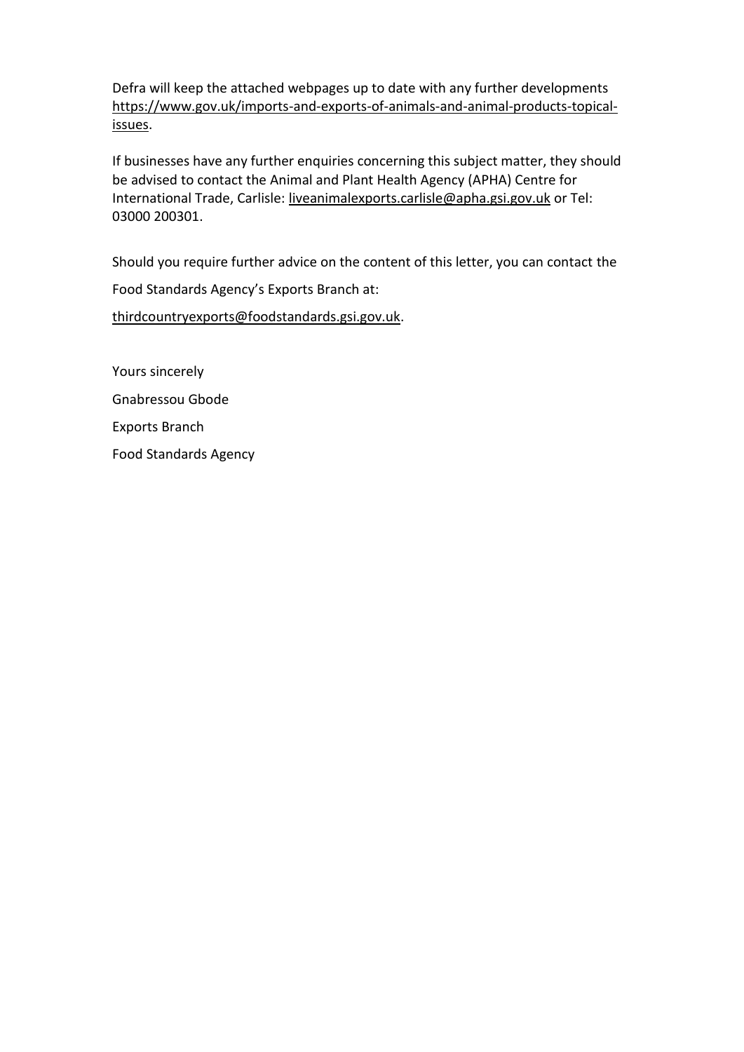Defra will keep the attached webpages up to date with any further developments https://www.gov.uk/imports-and-exports-of-animals-and-animal-products-topical-issues.

If businesses have any further enquiries concerning this subject matter, they should be advised to contact the Animal and Plant Health Agency (APHA) Centre for International Trade, Carlisle: liveanimalexports.carlisle@apha.gsi.gov.uk or Tel: 03000 200301.

Should you require further advice on the content of this letter, you can contact the Food Standards Agency's Exports Branch at: thirdcountryexports@foodstandards.gsi.gov.uk.

Yours sincerely

Gnabressou Gbode

Exports Branch

Food Standards Agency